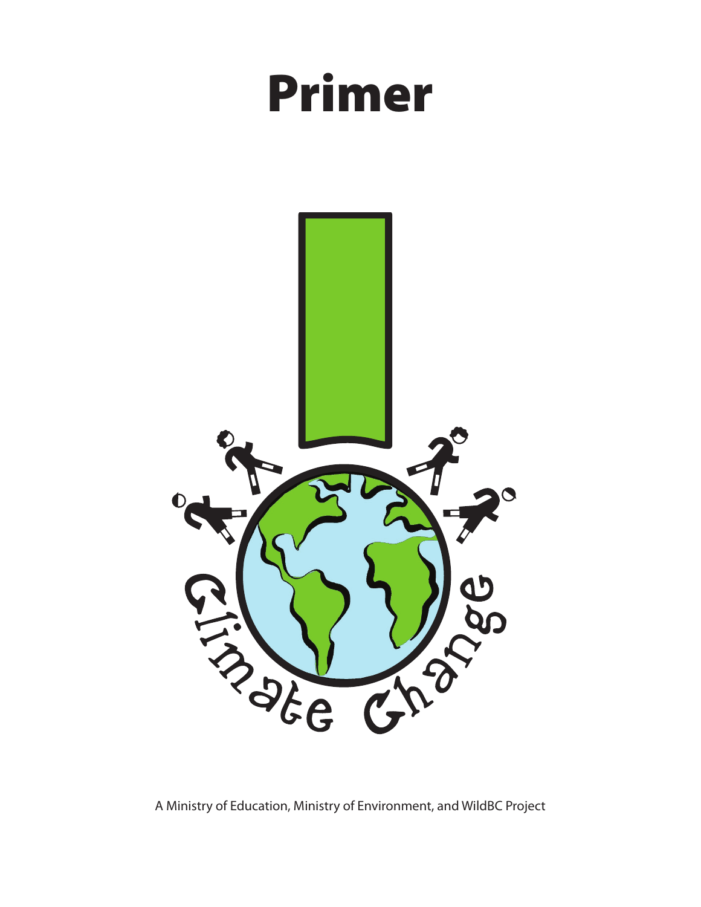# Primer

Climate Change

A Ministry of Education, Ministry of Environment, and WildBC Project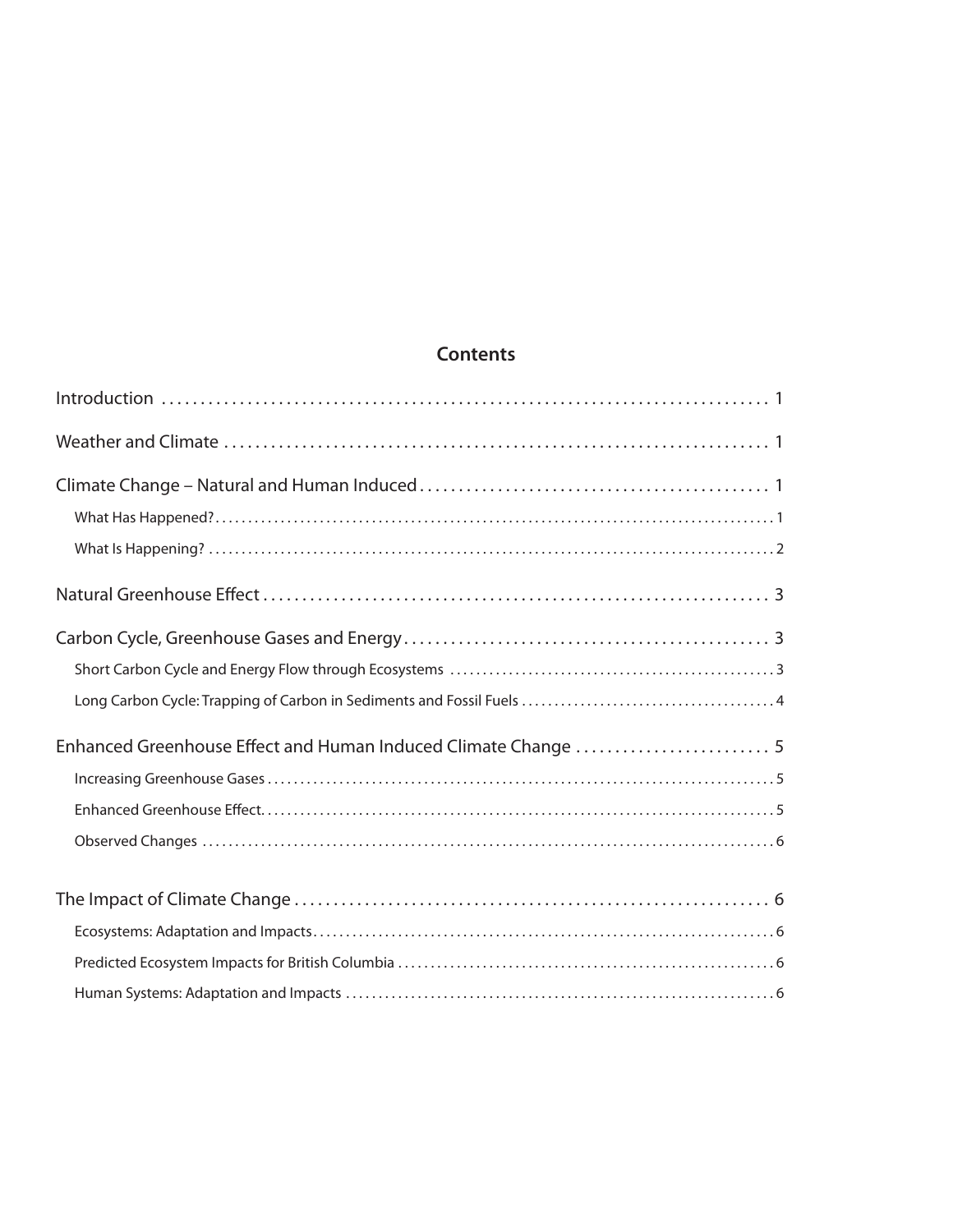## Contents

Introduction ........ 1

Weather and Climate ........ 1

Climate Change – Natural and Human Induced ........ 1

- What Has Happened? ........ 1
- What Is Happening? ........ 2

Natural Greenhouse Effect ........ 3

Carbon Cycle, Greenhouse Gases and Energy ........ 3

- Short Carbon Cycle and Energy Flow through Ecosystems ........ 3
- Long Carbon Cycle: Trapping of Carbon in Sediments and Fossil Fuels ........ 4

Enhanced Greenhouse Effect and Human Induced Climate Change ........ 5

- Increasing Greenhouse Gases ........ 5
- Enhanced Greenhouse Effect ........ 5
- Observed Changes ........ 6

The Impact of Climate Change ........ 6

- Ecosystems: Adaptation and Impacts ........ 6
- Predicted Ecosystem Impacts for British Columbia ........ 6
- Human Systems: Adaptation and Impacts ........ 6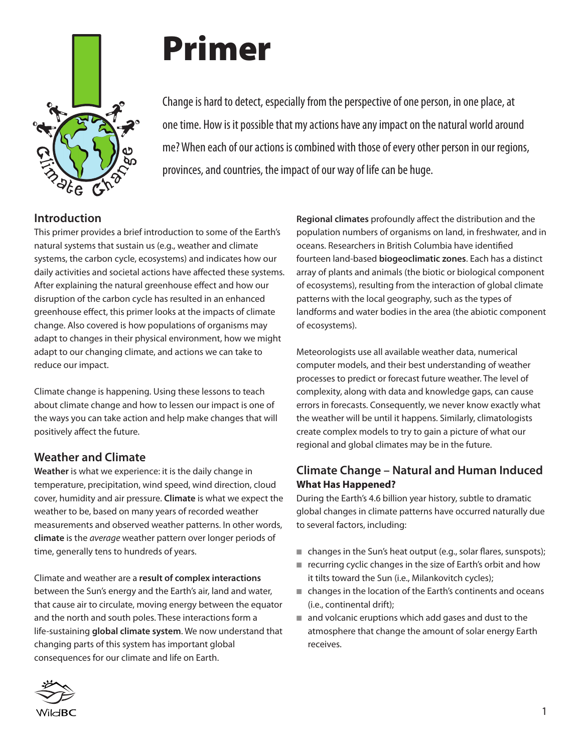# Primer

Change is hard to detect, especially from the perspective of one person, in one place, at one time. How is it possible that my actions have any impact on the natural world around me? When each of our actions is combined with those of every other person in our regions, provinces, and countries, the impact of our way of life can be huge.

## Introduction

This primer provides a brief introduction to some of the Earth's natural systems that sustain us (e.g., weather and climate systems, the carbon cycle, ecosystems) and indicates how our daily activities and societal actions have affected these systems. After explaining the natural greenhouse effect and how our disruption of the carbon cycle has resulted in an enhanced greenhouse effect, this primer looks at the impacts of climate change. Also covered is how populations of organisms may adapt to changes in their physical environment, how we might adapt to our changing climate, and actions we can take to reduce our impact.

Climate change is happening. Using these lessons to teach about climate change and how to lessen our impact is one of the ways you can take action and help make changes that will positively affect the future.

## Weather and Climate

**Weather** is what we experience: it is the daily change in temperature, precipitation, wind speed, wind direction, cloud cover, humidity and air pressure. **Climate** is what we expect the weather to be, based on many years of recorded weather measurements and observed weather patterns. In other words, **climate** is the *average* weather pattern over longer periods of time, generally tens to hundreds of years.

Climate and weather are a **result of complex interactions** between the Sun's energy and the Earth's air, land and water, that cause air to circulate, moving energy between the equator and the north and south poles. These interactions form a life-sustaining **global climate system**. We now understand that changing parts of this system has important global consequences for our climate and life on Earth.

**Regional climates** profoundly affect the distribution and the population numbers of organisms on land, in freshwater, and in oceans. Researchers in British Columbia have identified fourteen land-based **biogeoclimatic zones**. Each has a distinct array of plants and animals (the biotic or biological component of ecosystems), resulting from the interaction of global climate patterns with the local geography, such as the types of landforms and water bodies in the area (the abiotic component of ecosystems).

Meteorologists use all available weather data, numerical computer models, and their best understanding of weather processes to predict or forecast future weather. The level of complexity, along with data and knowledge gaps, can cause errors in forecasts. Consequently, we never know exactly what the weather will be until it happens. Similarly, climatologists create complex models to try to gain a picture of what our regional and global climates may be in the future.

## Climate Change – Natural and Human Induced

### What Has Happened?

During the Earth's 4.6 billion year history, subtle to dramatic global changes in climate patterns have occurred naturally due to several factors, including:

- changes in the Sun's heat output (e.g., solar flares, sunspots);
- recurring cyclic changes in the size of Earth's orbit and how it tilts toward the Sun (i.e., Milankovitch cycles);
- changes in the location of the Earth's continents and oceans (i.e., continental drift);
- and volcanic eruptions which add gases and dust to the atmosphere that change the amount of solar energy Earth receives.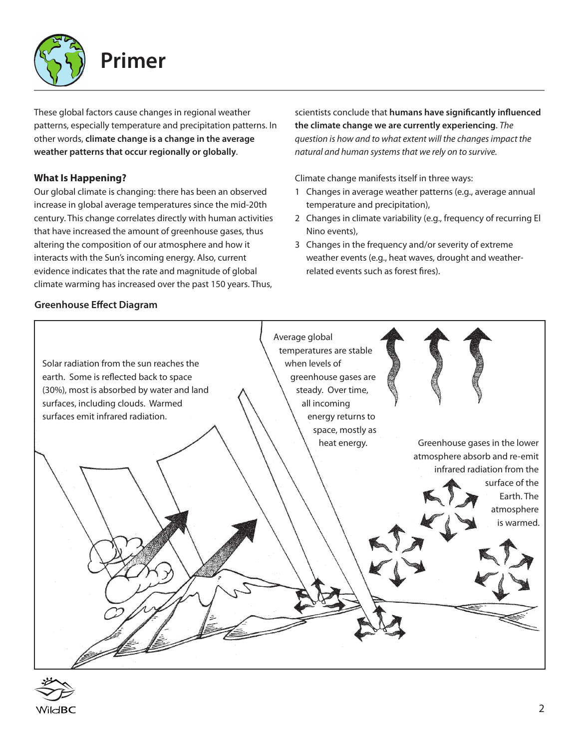# Primer

These global factors cause changes in regional weather patterns, especially temperature and precipitation patterns. In other words, **climate change is a change in the average weather patterns that occur regionally or globally**.

### What Is Happening?

Our global climate is changing: there has been an observed increase in global average temperatures since the mid-20th century. This change correlates directly with human activities that have increased the amount of greenhouse gases, thus altering the composition of our atmosphere and how it interacts with the Sun's incoming energy. Also, current evidence indicates that the rate and magnitude of global climate warming has increased over the past 150 years. Thus, scientists conclude that **humans have significantly influenced the climate change we are currently experiencing**. *The question is how and to what extent will the changes impact the natural and human systems that we rely on to survive.*

Climate change manifests itself in three ways:

1. Changes in average weather patterns (e.g., average annual temperature and precipitation),
2. Changes in climate variability (e.g., frequency of recurring El Nino events),
3. Changes in the frequency and/or severity of extreme weather events (e.g., heat waves, drought and weather-related events such as forest fires).

### Greenhouse Effect Diagram

Solar radiation from the sun reaches the earth. Some is reflected back to space (30%), most is absorbed by water and land surfaces, including clouds. Warmed surfaces emit infrared radiation.

Average global temperatures are stable when levels of greenhouse gases are steady. Over time, all incoming energy returns to space, mostly as heat energy.

Greenhouse gases in the lower atmosphere absorb and re-emit infrared radiation from the surface of the Earth. The atmosphere is warmed.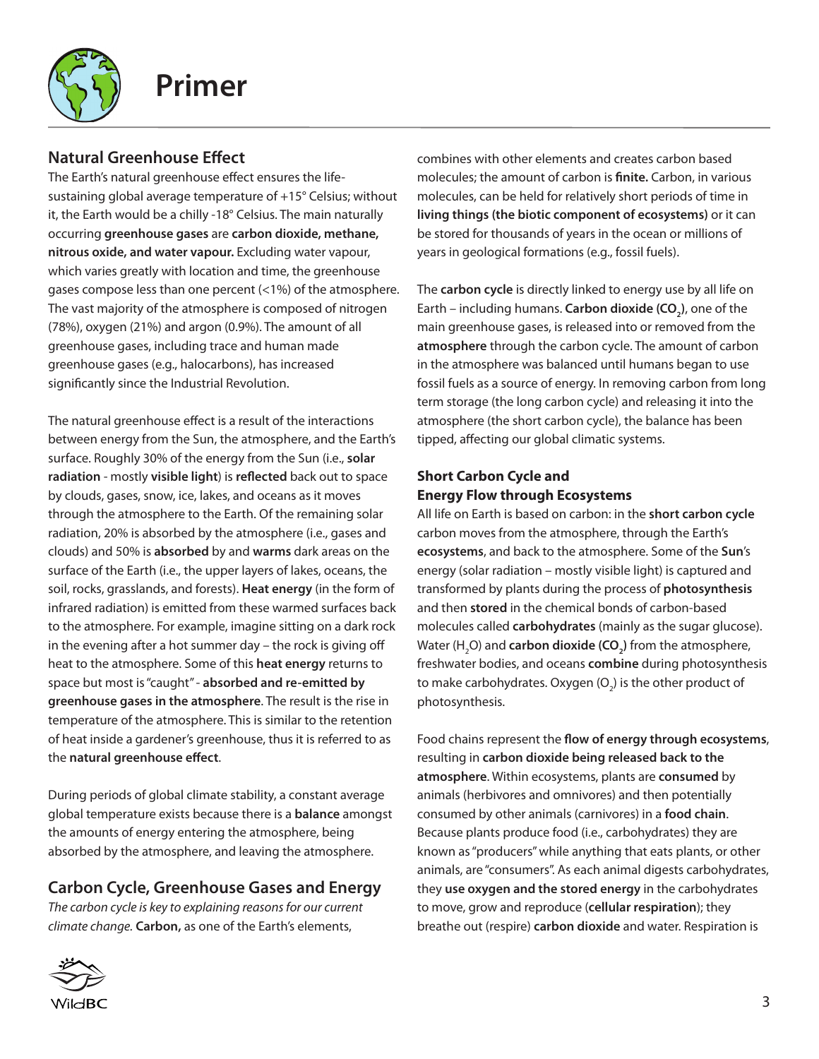# Primer

## Natural Greenhouse Effect

The Earth's natural greenhouse effect ensures the life-sustaining global average temperature of +15° Celsius; without it, the Earth would be a chilly -18° Celsius. The main naturally occurring **greenhouse gases** are **carbon dioxide, methane, nitrous oxide, and water vapour.** Excluding water vapour, which varies greatly with location and time, the greenhouse gases compose less than one percent (<1%) of the atmosphere. The vast majority of the atmosphere is composed of nitrogen (78%), oxygen (21%) and argon (0.9%). The amount of all greenhouse gases, including trace and human made greenhouse gases (e.g., halocarbons), has increased significantly since the Industrial Revolution.

The natural greenhouse effect is a result of the interactions between energy from the Sun, the atmosphere, and the Earth's surface. Roughly 30% of the energy from the Sun (i.e., **solar radiation** - mostly **visible light**) is **reflected** back out to space by clouds, gases, snow, ice, lakes, and oceans as it moves through the atmosphere to the Earth. Of the remaining solar radiation, 20% is absorbed by the atmosphere (i.e., gases and clouds) and 50% is **absorbed** by and **warms** dark areas on the surface of the Earth (i.e., the upper layers of lakes, oceans, the soil, rocks, grasslands, and forests). **Heat energy** (in the form of infrared radiation) is emitted from these warmed surfaces back to the atmosphere. For example, imagine sitting on a dark rock in the evening after a hot summer day – the rock is giving off heat to the atmosphere. Some of this **heat energy** returns to space but most is "caught" - **absorbed and re-emitted by greenhouse gases in the atmosphere**. The result is the rise in temperature of the atmosphere. This is similar to the retention of heat inside a gardener's greenhouse, thus it is referred to as the **natural greenhouse effect**.

During periods of global climate stability, a constant average global temperature exists because there is a **balance** amongst the amounts of energy entering the atmosphere, being absorbed by the atmosphere, and leaving the atmosphere.

## Carbon Cycle, Greenhouse Gases and Energy

*The carbon cycle is key to explaining reasons for our current climate change.* **Carbon,** as one of the Earth's elements, combines with other elements and creates carbon based molecules; the amount of carbon is **finite.** Carbon, in various molecules, can be held for relatively short periods of time in **living things (the biotic component of ecosystems)** or it can be stored for thousands of years in the ocean or millions of years in geological formations (e.g., fossil fuels).

The **carbon cycle** is directly linked to energy use by all life on Earth – including humans. **Carbon dioxide ($CO_2$)**, one of the main greenhouse gases, is released into or removed from the **atmosphere** through the carbon cycle. The amount of carbon in the atmosphere was balanced until humans began to use fossil fuels as a source of energy. In removing carbon from long term storage (the long carbon cycle) and releasing it into the atmosphere (the short carbon cycle), the balance has been tipped, affecting our global climatic systems.

### Short Carbon Cycle and Energy Flow through Ecosystems

All life on Earth is based on carbon: in the **short carbon cycle** carbon moves from the atmosphere, through the Earth's **ecosystems**, and back to the atmosphere. Some of the **Sun**'s energy (solar radiation – mostly visible light) is captured and transformed by plants during the process of **photosynthesis** and then **stored** in the chemical bonds of carbon-based molecules called **carbohydrates** (mainly as the sugar glucose). Water ($H_2O$) and **carbon dioxide ($CO_2$)** from the atmosphere, freshwater bodies, and oceans **combine** during photosynthesis to make carbohydrates. Oxygen ($O_2$) is the other product of photosynthesis.

Food chains represent the **flow of energy through ecosystems**, resulting in **carbon dioxide being released back to the atmosphere**. Within ecosystems, plants are **consumed** by animals (herbivores and omnivores) and then potentially consumed by other animals (carnivores) in a **food chain**. Because plants produce food (i.e., carbohydrates) they are known as "producers" while anything that eats plants, or other animals, are "consumers". As each animal digests carbohydrates, they **use oxygen and the stored energy** in the carbohydrates to move, grow and reproduce (**cellular respiration**); they breathe out (respire) **carbon dioxide** and water. Respiration is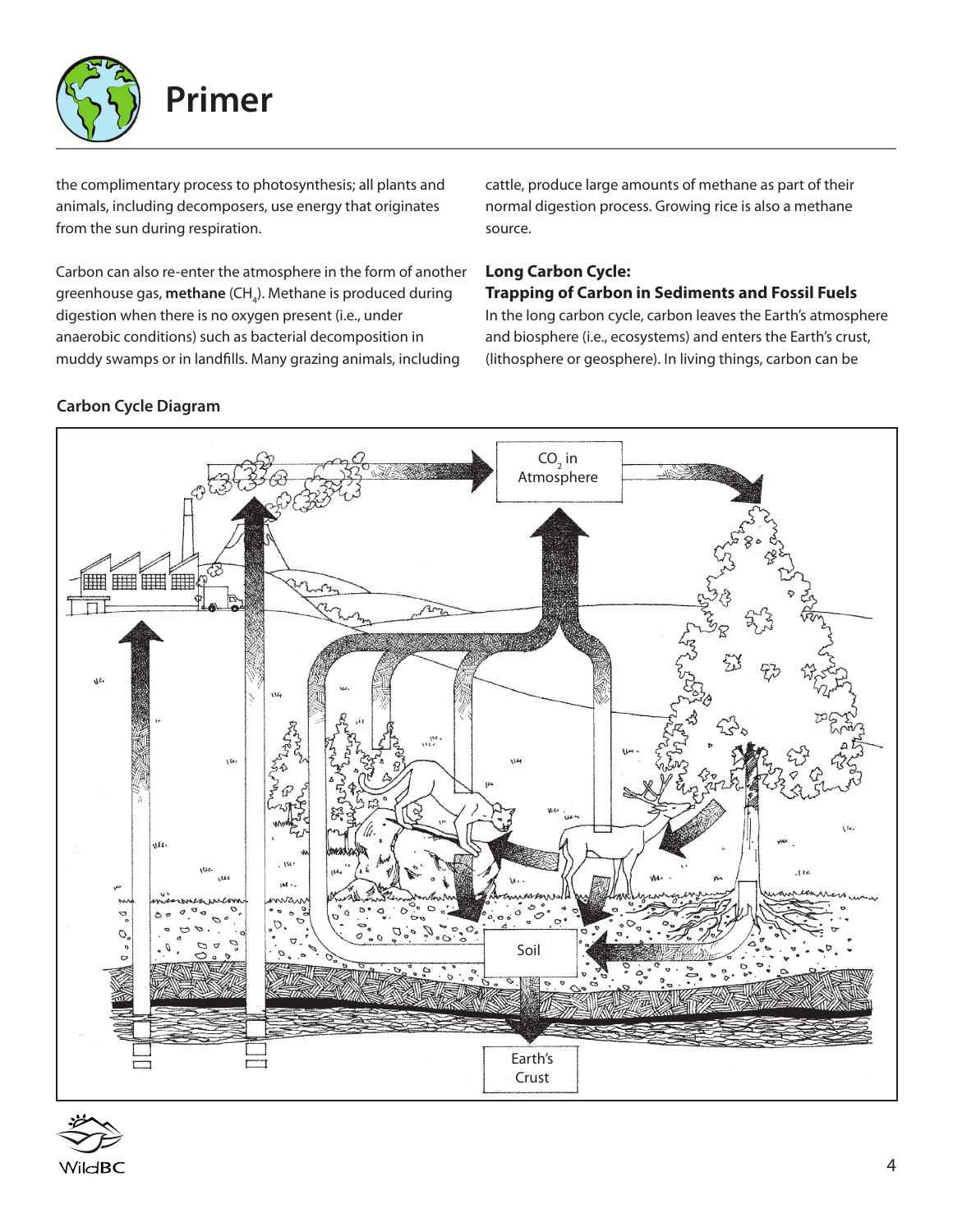the complimentary process to photosynthesis; all plants and animals, including decomposers, use energy that originates from the sun during respiration.

Carbon can also re-enter the atmosphere in the form of another greenhouse gas, **methane** ($CH_4$). Methane is produced during digestion when there is no oxygen present (i.e., under anaerobic conditions) such as bacterial decomposition in muddy swamps or in landfills. Many grazing animals, including cattle, produce large amounts of methane as part of their normal digestion process. Growing rice is also a methane source.

### Long Carbon Cycle: Trapping of Carbon in Sediments and Fossil Fuels

In the long carbon cycle, carbon leaves the Earth's atmosphere and biosphere (i.e., ecosystems) and enters the Earth's crust, (lithosphere or geosphere). In living things, carbon can be

**Carbon Cycle Diagram**

$CO_2$ in Atmosphere

Soil

Earth's Crust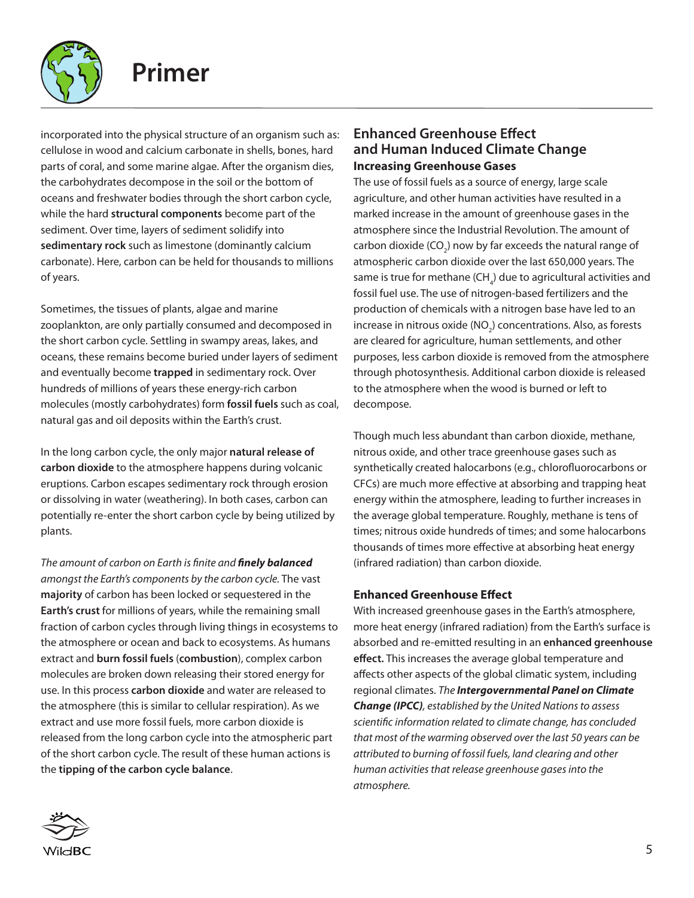incorporated into the physical structure of an organism such as: cellulose in wood and calcium carbonate in shells, bones, hard parts of coral, and some marine algae. After the organism dies, the carbohydrates decompose in the soil or the bottom of oceans and freshwater bodies through the short carbon cycle, while the hard **structural components** become part of the sediment. Over time, layers of sediment solidify into **sedimentary rock** such as limestone (dominantly calcium carbonate). Here, carbon can be held for thousands to millions of years.

Sometimes, the tissues of plants, algae and marine zooplankton, are only partially consumed and decomposed in the short carbon cycle. Settling in swampy areas, lakes, and oceans, these remains become buried under layers of sediment and eventually become **trapped** in sedimentary rock. Over hundreds of millions of years these energy-rich carbon molecules (mostly carbohydrates) form **fossil fuels** such as coal, natural gas and oil deposits within the Earth's crust.

In the long carbon cycle, the only major **natural release of carbon dioxide** to the atmosphere happens during volcanic eruptions. Carbon escapes sedimentary rock through erosion or dissolving in water (weathering). In both cases, carbon can potentially re-enter the short carbon cycle by being utilized by plants.

*The amount of carbon on Earth is finite and **finely balanced** amongst the Earth's components by the carbon cycle.* The vast **majority** of carbon has been locked or sequestered in the **Earth's crust** for millions of years, while the remaining small fraction of carbon cycles through living things in ecosystems to the atmosphere or ocean and back to ecosystems. As humans extract and **burn fossil fuels** (**combustion**), complex carbon molecules are broken down releasing their stored energy for use. In this process **carbon dioxide** and water are released to the atmosphere (this is similar to cellular respiration). As we extract and use more fossil fuels, more carbon dioxide is released from the long carbon cycle into the atmospheric part of the short carbon cycle. The result of these human actions is the **tipping of the carbon cycle balance**.

## Enhanced Greenhouse Effect and Human Induced Climate Change

### Increasing Greenhouse Gases

The use of fossil fuels as a source of energy, large scale agriculture, and other human activities have resulted in a marked increase in the amount of greenhouse gases in the atmosphere since the Industrial Revolution. The amount of carbon dioxide ($CO_2$) now by far exceeds the natural range of atmospheric carbon dioxide over the last 650,000 years. The same is true for methane ($CH_4$) due to agricultural activities and fossil fuel use. The use of nitrogen-based fertilizers and the production of chemicals with a nitrogen base have led to an increase in nitrous oxide ($NO_2$) concentrations. Also, as forests are cleared for agriculture, human settlements, and other purposes, less carbon dioxide is removed from the atmosphere through photosynthesis. Additional carbon dioxide is released to the atmosphere when the wood is burned or left to decompose.

Though much less abundant than carbon dioxide, methane, nitrous oxide, and other trace greenhouse gases such as synthetically created halocarbons (e.g., chlorofluorocarbons or CFCs) are much more effective at absorbing and trapping heat energy within the atmosphere, leading to further increases in the average global temperature. Roughly, methane is tens of times; nitrous oxide hundreds of times; and some halocarbons thousands of times more effective at absorbing heat energy (infrared radiation) than carbon dioxide.

### Enhanced Greenhouse Effect

With increased greenhouse gases in the Earth's atmosphere, more heat energy (infrared radiation) from the Earth's surface is absorbed and re-emitted resulting in an **enhanced greenhouse effect.** This increases the average global temperature and affects other aspects of the global climatic system, including regional climates. *The **Intergovernmental Panel on Climate Change (IPCC)**, established by the United Nations to assess scientific information related to climate change, has concluded that most of the warming observed over the last 50 years can be attributed to burning of fossil fuels, land clearing and other human activities that release greenhouse gases into the atmosphere.*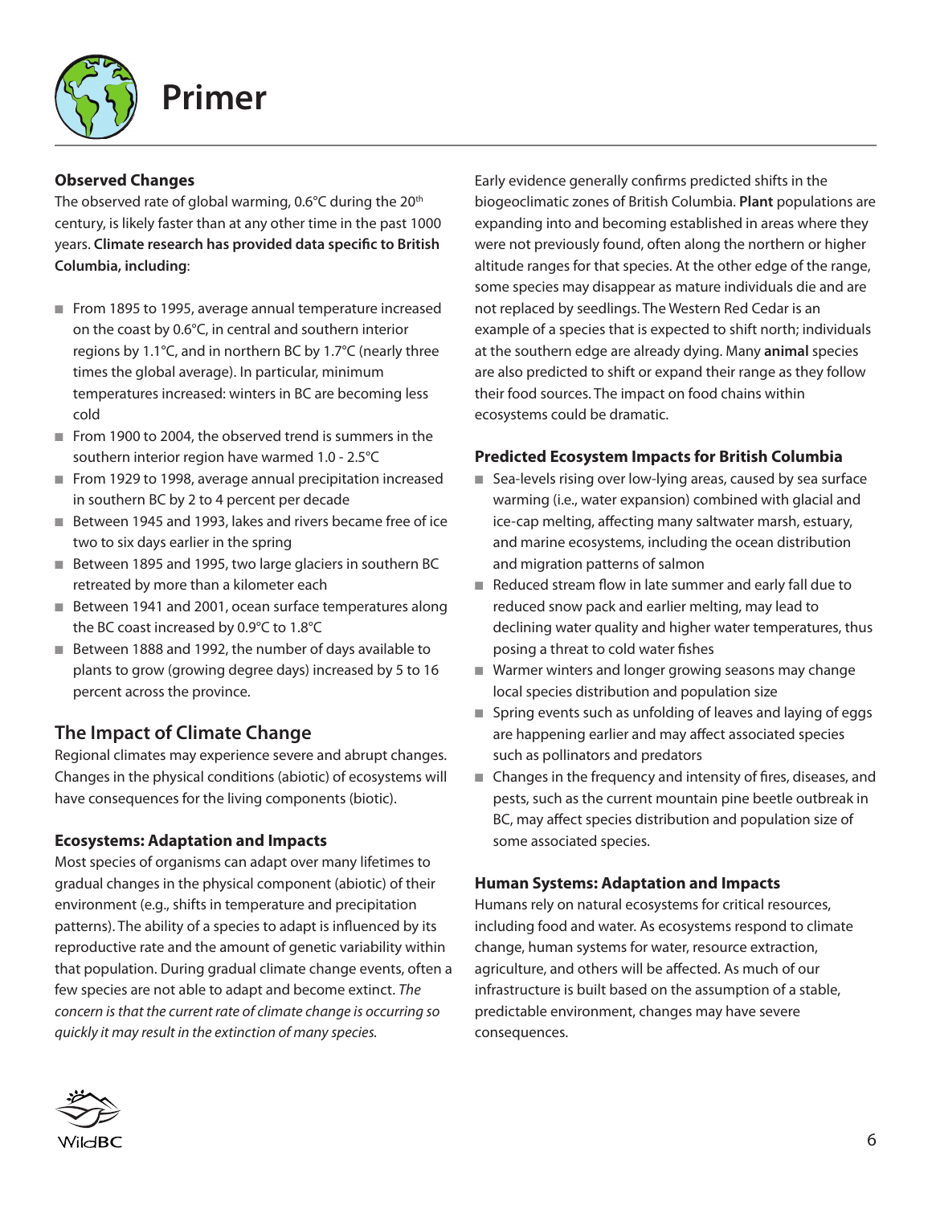# Primer

### Observed Changes

The observed rate of global warming, 0.6°C during the 20th century, is likely faster than at any other time in the past 1000 years. **Climate research has provided data specific to British Columbia, including**:

- From 1895 to 1995, average annual temperature increased on the coast by 0.6°C, in central and southern interior regions by 1.1°C, and in northern BC by 1.7°C (nearly three times the global average). In particular, minimum temperatures increased: winters in BC are becoming less cold
- From 1900 to 2004, the observed trend is summers in the southern interior region have warmed 1.0 - 2.5°C
- From 1929 to 1998, average annual precipitation increased in southern BC by 2 to 4 percent per decade
- Between 1945 and 1993, lakes and rivers became free of ice two to six days earlier in the spring
- Between 1895 and 1995, two large glaciers in southern BC retreated by more than a kilometer each
- Between 1941 and 2001, ocean surface temperatures along the BC coast increased by 0.9°C to 1.8°C
- Between 1888 and 1992, the number of days available to plants to grow (growing degree days) increased by 5 to 16 percent across the province.

## The Impact of Climate Change

Regional climates may experience severe and abrupt changes. Changes in the physical conditions (abiotic) of ecosystems will have consequences for the living components (biotic).

### Ecosystems: Adaptation and Impacts

Most species of organisms can adapt over many lifetimes to gradual changes in the physical component (abiotic) of their environment (e.g., shifts in temperature and precipitation patterns). The ability of a species to adapt is influenced by its reproductive rate and the amount of genetic variability within that population. During gradual climate change events, often a few species are not able to adapt and become extinct. *The concern is that the current rate of climate change is occurring so quickly it may result in the extinction of many species.*

Early evidence generally confirms predicted shifts in the biogeoclimatic zones of British Columbia. **Plant** populations are expanding into and becoming established in areas where they were not previously found, often along the northern or higher altitude ranges for that species. At the other edge of the range, some species may disappear as mature individuals die and are not replaced by seedlings. The Western Red Cedar is an example of a species that is expected to shift north; individuals at the southern edge are already dying. Many **animal** species are also predicted to shift or expand their range as they follow their food sources. The impact on food chains within ecosystems could be dramatic.

### Predicted Ecosystem Impacts for British Columbia

- Sea-levels rising over low-lying areas, caused by sea surface warming (i.e., water expansion) combined with glacial and ice-cap melting, affecting many saltwater marsh, estuary, and marine ecosystems, including the ocean distribution and migration patterns of salmon
- Reduced stream flow in late summer and early fall due to reduced snow pack and earlier melting, may lead to declining water quality and higher water temperatures, thus posing a threat to cold water fishes
- Warmer winters and longer growing seasons may change local species distribution and population size
- Spring events such as unfolding of leaves and laying of eggs are happening earlier and may affect associated species such as pollinators and predators
- Changes in the frequency and intensity of fires, diseases, and pests, such as the current mountain pine beetle outbreak in BC, may affect species distribution and population size of some associated species.

### Human Systems: Adaptation and Impacts

Humans rely on natural ecosystems for critical resources, including food and water. As ecosystems respond to climate change, human systems for water, resource extraction, agriculture, and others will be affected. As much of our infrastructure is built based on the assumption of a stable, predictable environment, changes may have severe consequences.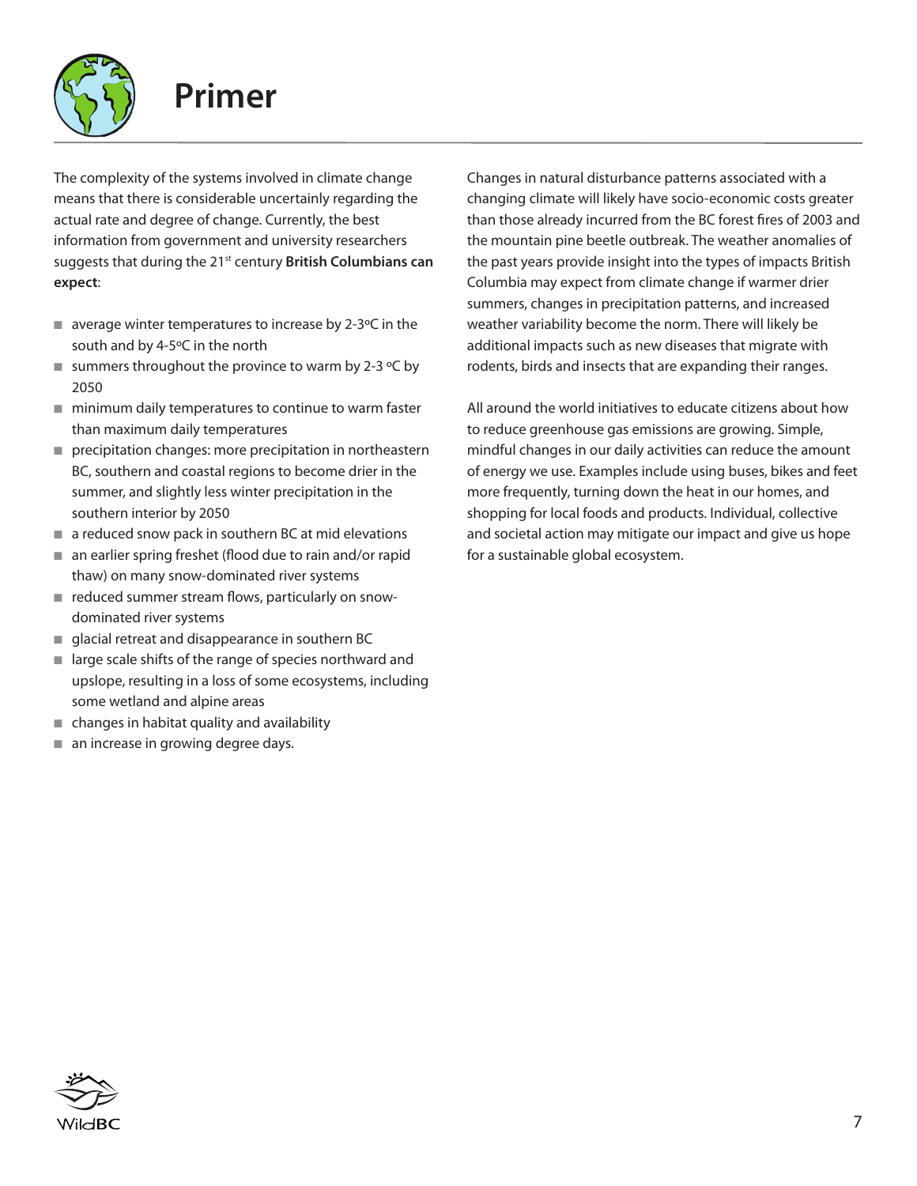# Primer

The complexity of the systems involved in climate change means that there is considerable uncertainly regarding the actual rate and degree of change. Currently, the best information from government and university researchers suggests that during the 21st century **British Columbians can expect**:

- average winter temperatures to increase by 2-3ºC in the south and by 4-5ºC in the north
- summers throughout the province to warm by 2-3 ºC by 2050
- minimum daily temperatures to continue to warm faster than maximum daily temperatures
- precipitation changes: more precipitation in northeastern BC, southern and coastal regions to become drier in the summer, and slightly less winter precipitation in the southern interior by 2050
- a reduced snow pack in southern BC at mid elevations
- an earlier spring freshet (flood due to rain and/or rapid thaw) on many snow-dominated river systems
- reduced summer stream flows, particularly on snow-dominated river systems
- glacial retreat and disappearance in southern BC
- large scale shifts of the range of species northward and upslope, resulting in a loss of some ecosystems, including some wetland and alpine areas
- changes in habitat quality and availability
- an increase in growing degree days.

Changes in natural disturbance patterns associated with a changing climate will likely have socio-economic costs greater than those already incurred from the BC forest fires of 2003 and the mountain pine beetle outbreak. The weather anomalies of the past years provide insight into the types of impacts British Columbia may expect from climate change if warmer drier summers, changes in precipitation patterns, and increased weather variability become the norm. There will likely be additional impacts such as new diseases that migrate with rodents, birds and insects that are expanding their ranges.

All around the world initiatives to educate citizens about how to reduce greenhouse gas emissions are growing. Simple, mindful changes in our daily activities can reduce the amount of energy we use. Examples include using buses, bikes and feet more frequently, turning down the heat in our homes, and shopping for local foods and products. Individual, collective and societal action may mitigate our impact and give us hope for a sustainable global ecosystem.